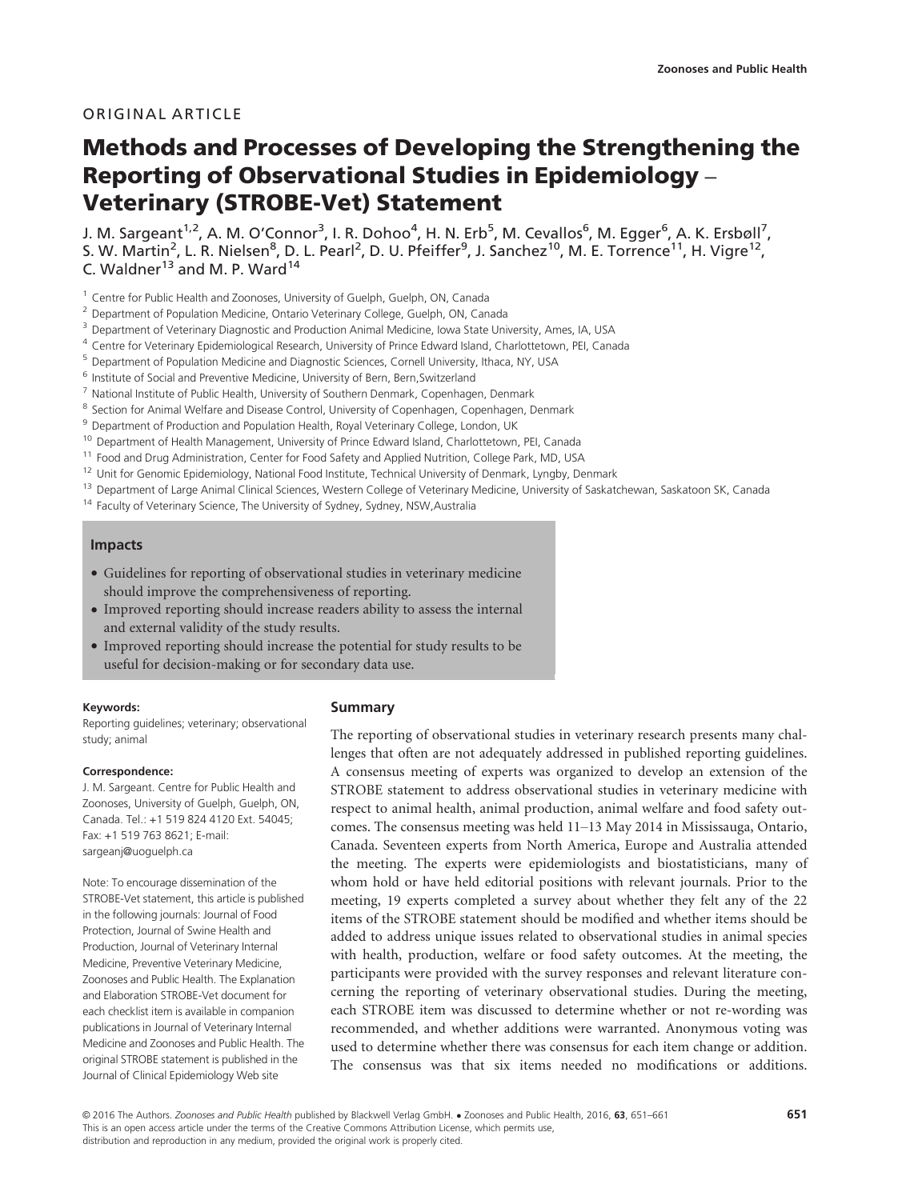ORIGINAL ARTICLE

# Methods and Processes of Developing the Strengthening the Reporting of Observational Studies in Epidemiology – Veterinary (STROBE-Vet) Statement

J. M. Sargeant[1,2], A. M. O'Connor[3], I. R. Dohoo[4], H. N. Erb[5], M. Cevallos[6], M. Egger[6], A. K. Ersbøll[7], S. W. Martin[2], L. R. Nielsen[8], D. L. Pearl[2], D. U. Pfeiffer[9], J. Sanchez[10], M. E. Torrence[11], H. Vigre[12], C. Waldner[13] and M. P. Ward[14]

[1] Centre for Public Health and Zoonoses, University of Guelph, Guelph, ON, Canada
[2] Department of Population Medicine, Ontario Veterinary College, Guelph, ON, Canada
[3] Department of Veterinary Diagnostic and Production Animal Medicine, Iowa State University, Ames, IA, USA
[4] Centre for Veterinary Epidemiological Research, University of Prince Edward Island, Charlottetown, PEI, Canada
[5] Department of Population Medicine and Diagnostic Sciences, Cornell University, Ithaca, NY, USA
[6] Institute of Social and Preventive Medicine, University of Bern, Bern,Switzerland
[7] National Institute of Public Health, University of Southern Denmark, Copenhagen, Denmark
[8] Section for Animal Welfare and Disease Control, University of Copenhagen, Copenhagen, Denmark
[9] Department of Production and Population Health, Royal Veterinary College, London, UK
[10] Department of Health Management, University of Prince Edward Island, Charlottetown, PEI, Canada
[11] Food and Drug Administration, Center for Food Safety and Applied Nutrition, College Park, MD, USA
[12] Unit for Genomic Epidemiology, National Food Institute, Technical University of Denmark, Lyngby, Denmark
[13] Department of Large Animal Clinical Sciences, Western College of Veterinary Medicine, University of Saskatchewan, Saskatoon SK, Canada
[14] Faculty of Veterinary Science, The University of Sydney, Sydney, NSW,Australia

### Impacts

- Guidelines for reporting of observational studies in veterinary medicine should improve the comprehensiveness of reporting.
- Improved reporting should increase readers ability to assess the internal and external validity of the study results.
- Improved reporting should increase the potential for study results to be useful for decision-making or for secondary data use.

**Keywords:**
Reporting guidelines; veterinary; observational study; animal

**Correspondence:**
J. M. Sargeant. Centre for Public Health and Zoonoses, University of Guelph, Guelph, ON, Canada. Tel.: +1 519 824 4120 Ext. 54045; Fax: +1 519 763 8621; E-mail: sargeanj@uoguelph.ca

Note: To encourage dissemination of the STROBE-Vet statement, this article is published in the following journals: Journal of Food Protection, Journal of Swine Health and Production, Journal of Veterinary Internal Medicine, Preventive Veterinary Medicine, Zoonoses and Public Health. The Explanation and Elaboration STROBE-Vet document for each checklist item is available in companion publications in Journal of Veterinary Internal Medicine and Zoonoses and Public Health. The original STROBE statement is published in the Journal of Clinical Epidemiology Web site

## Summary

The reporting of observational studies in veterinary research presents many challenges that often are not adequately addressed in published reporting guidelines. A consensus meeting of experts was organized to develop an extension of the STROBE statement to address observational studies in veterinary medicine with respect to animal health, animal production, animal welfare and food safety outcomes. The consensus meeting was held 11–13 May 2014 in Mississauga, Ontario, Canada. Seventeen experts from North America, Europe and Australia attended the meeting. The experts were epidemiologists and biostatisticians, many of whom hold or have held editorial positions with relevant journals. Prior to the meeting, 19 experts completed a survey about whether they felt any of the 22 items of the STROBE statement should be modified and whether items should be added to address unique issues related to observational studies in animal species with health, production, welfare or food safety outcomes. At the meeting, the participants were provided with the survey responses and relevant literature concerning the reporting of veterinary observational studies. During the meeting, each STROBE item was discussed to determine whether or not re-wording was recommended, and whether additions were warranted. Anonymous voting was used to determine whether there was consensus for each item change or addition. The consensus was that six items needed no modifications or additions.

© 2016 The Authors. *Zoonoses and Public Health* published by Blackwell Verlag GmbH. This is an open access article under the terms of the Creative Commons Attribution License, which permits use, distribution and reproduction in any medium, provided the original work is properly cited.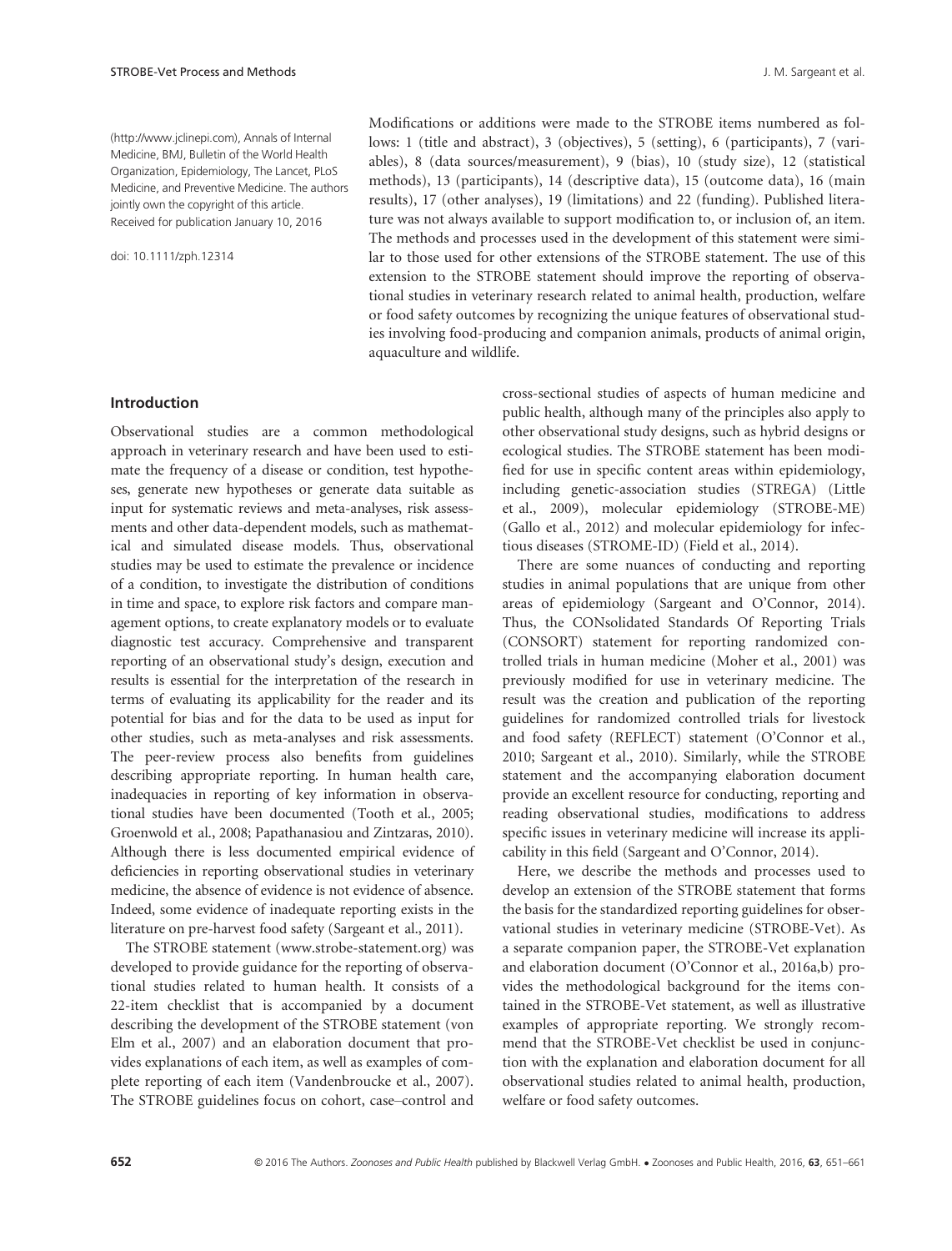(http://www.jclinepi.com), Annals of Internal Medicine, BMJ, Bulletin of the World Health Organization, Epidemiology, The Lancet, PLoS Medicine, and Preventive Medicine. The authors jointly own the copyright of this article.
Received for publication January 10, 2016

doi: 10.1111/zph.12314

Modifications or additions were made to the STROBE items numbered as follows: 1 (title and abstract), 3 (objectives), 5 (setting), 6 (participants), 7 (variables), 8 (data sources/measurement), 9 (bias), 10 (study size), 12 (statistical methods), 13 (participants), 14 (descriptive data), 15 (outcome data), 16 (main results), 17 (other analyses), 19 (limitations) and 22 (funding). Published literature was not always available to support modification to, or inclusion of, an item. The methods and processes used in the development of this statement were similar to those used for other extensions of the STROBE statement. The use of this extension to the STROBE statement should improve the reporting of observational studies in veterinary research related to animal health, production, welfare or food safety outcomes by recognizing the unique features of observational studies involving food-producing and companion animals, products of animal origin, aquaculture and wildlife.

## Introduction

Observational studies are a common methodological approach in veterinary research and have been used to estimate the frequency of a disease or condition, test hypotheses, generate new hypotheses or generate data suitable as input for systematic reviews and meta-analyses, risk assessments and other data-dependent models, such as mathematical and simulated disease models. Thus, observational studies may be used to estimate the prevalence or incidence of a condition, to investigate the distribution of conditions in time and space, to explore risk factors and compare management options, to create explanatory models or to evaluate diagnostic test accuracy. Comprehensive and transparent reporting of an observational study's design, execution and results is essential for the interpretation of the research in terms of evaluating its applicability for the reader and its potential for bias and for the data to be used as input for other studies, such as meta-analyses and risk assessments. The peer-review process also benefits from guidelines describing appropriate reporting. In human health care, inadequacies in reporting of key information in observational studies have been documented (Tooth et al., 2005; Groenwold et al., 2008; Papathanasiou and Zintzaras, 2010). Although there is less documented empirical evidence of deficiencies in reporting observational studies in veterinary medicine, the absence of evidence is not evidence of absence. Indeed, some evidence of inadequate reporting exists in the literature on pre-harvest food safety (Sargeant et al., 2011).

The STROBE statement (www.strobe-statement.org) was developed to provide guidance for the reporting of observational studies related to human health. It consists of a 22-item checklist that is accompanied by a document describing the development of the STROBE statement (von Elm et al., 2007) and an elaboration document that provides explanations of each item, as well as examples of complete reporting of each item (Vandenbroucke et al., 2007). The STROBE guidelines focus on cohort, case–control and cross-sectional studies of aspects of human medicine and public health, although many of the principles also apply to other observational study designs, such as hybrid designs or ecological studies. The STROBE statement has been modified for use in specific content areas within epidemiology, including genetic-association studies (STREGA) (Little et al., 2009), molecular epidemiology (STROBE-ME) (Gallo et al., 2012) and molecular epidemiology for infectious diseases (STROME-ID) (Field et al., 2014).

There are some nuances of conducting and reporting studies in animal populations that are unique from other areas of epidemiology (Sargeant and O'Connor, 2014). Thus, the CONsolidated Standards Of Reporting Trials (CONSORT) statement for reporting randomized controlled trials in human medicine (Moher et al., 2001) was previously modified for use in veterinary medicine. The result was the creation and publication of the reporting guidelines for randomized controlled trials for livestock and food safety (REFLECT) statement (O'Connor et al., 2010; Sargeant et al., 2010). Similarly, while the STROBE statement and the accompanying elaboration document provide an excellent resource for conducting, reporting and reading observational studies, modifications to address specific issues in veterinary medicine will increase its applicability in this field (Sargeant and O'Connor, 2014).

Here, we describe the methods and processes used to develop an extension of the STROBE statement that forms the basis for the standardized reporting guidelines for observational studies in veterinary medicine (STROBE-Vet). As a separate companion paper, the STROBE-Vet explanation and elaboration document (O'Connor et al., 2016a,b) provides the methodological background for the items contained in the STROBE-Vet statement, as well as illustrative examples of appropriate reporting. We strongly recommend that the STROBE-Vet checklist be used in conjunction with the explanation and elaboration document for all observational studies related to animal health, production, welfare or food safety outcomes.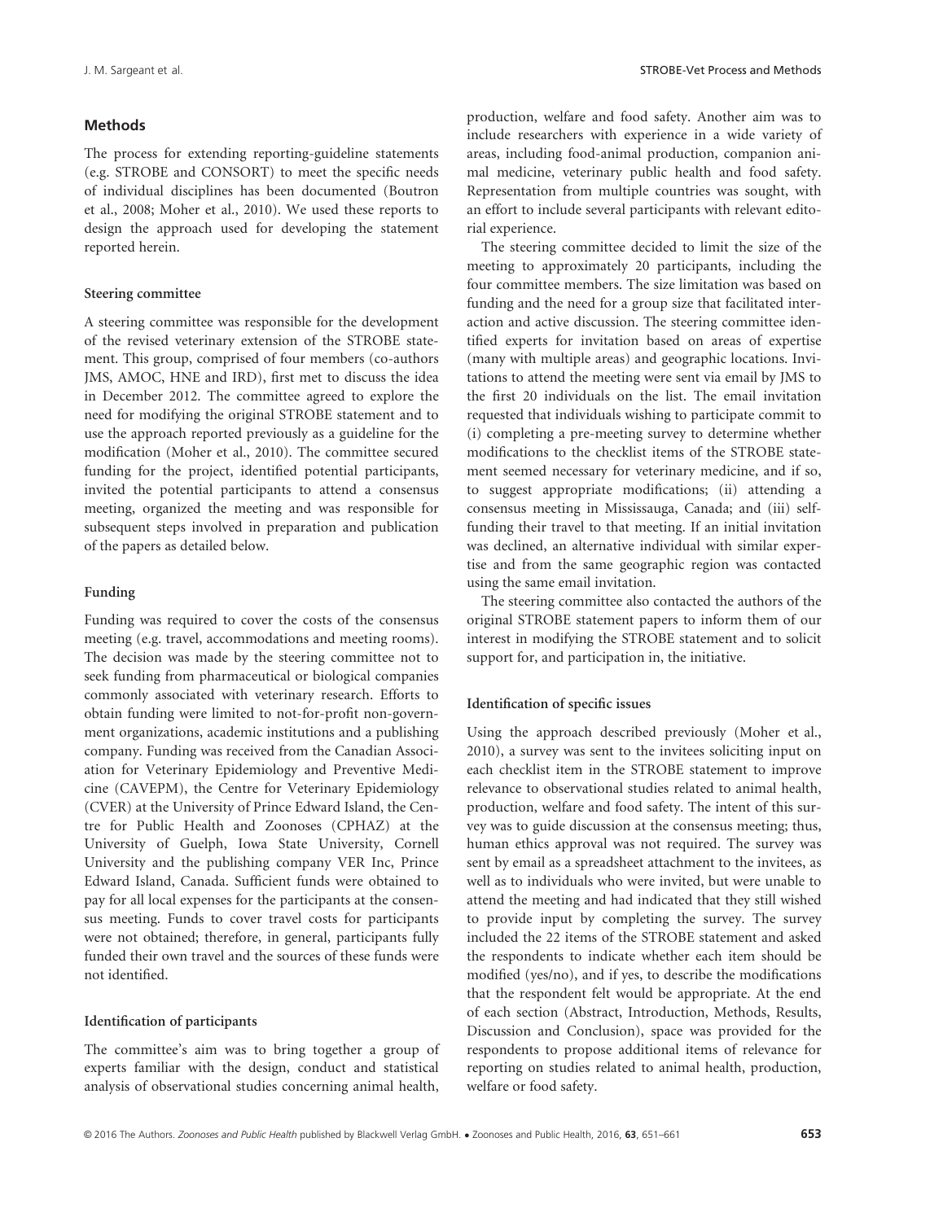## Methods

The process for extending reporting-guideline statements (e.g. STROBE and CONSORT) to meet the specific needs of individual disciplines has been documented (Boutron et al., 2008; Moher et al., 2010). We used these reports to design the approach used for developing the statement reported herein.

### Steering committee

A steering committee was responsible for the development of the revised veterinary extension of the STROBE statement. This group, comprised of four members (co-authors JMS, AMOC, HNE and IRD), first met to discuss the idea in December 2012. The committee agreed to explore the need for modifying the original STROBE statement and to use the approach reported previously as a guideline for the modification (Moher et al., 2010). The committee secured funding for the project, identified potential participants, invited the potential participants to attend a consensus meeting, organized the meeting and was responsible for subsequent steps involved in preparation and publication of the papers as detailed below.

### Funding

Funding was required to cover the costs of the consensus meeting (e.g. travel, accommodations and meeting rooms). The decision was made by the steering committee not to seek funding from pharmaceutical or biological companies commonly associated with veterinary research. Efforts to obtain funding were limited to not-for-profit non-government organizations, academic institutions and a publishing company. Funding was received from the Canadian Association for Veterinary Epidemiology and Preventive Medicine (CAVEPM), the Centre for Veterinary Epidemiology (CVER) at the University of Prince Edward Island, the Centre for Public Health and Zoonoses (CPHAZ) at the University of Guelph, Iowa State University, Cornell University and the publishing company VER Inc, Prince Edward Island, Canada. Sufficient funds were obtained to pay for all local expenses for the participants at the consensus meeting. Funds to cover travel costs for participants were not obtained; therefore, in general, participants fully funded their own travel and the sources of these funds were not identified.

### Identification of participants

The committee's aim was to bring together a group of experts familiar with the design, conduct and statistical analysis of observational studies concerning animal health, production, welfare and food safety. Another aim was to include researchers with experience in a wide variety of areas, including food-animal production, companion animal medicine, veterinary public health and food safety. Representation from multiple countries was sought, with an effort to include several participants with relevant editorial experience.

The steering committee decided to limit the size of the meeting to approximately 20 participants, including the four committee members. The size limitation was based on funding and the need for a group size that facilitated interaction and active discussion. The steering committee identified experts for invitation based on areas of expertise (many with multiple areas) and geographic locations. Invitations to attend the meeting were sent via email by JMS to the first 20 individuals on the list. The email invitation requested that individuals wishing to participate commit to (i) completing a pre-meeting survey to determine whether modifications to the checklist items of the STROBE statement seemed necessary for veterinary medicine, and if so, to suggest appropriate modifications; (ii) attending a consensus meeting in Mississauga, Canada; and (iii) self-funding their travel to that meeting. If an initial invitation was declined, an alternative individual with similar expertise and from the same geographic region was contacted using the same email invitation.

The steering committee also contacted the authors of the original STROBE statement papers to inform them of our interest in modifying the STROBE statement and to solicit support for, and participation in, the initiative.

### Identification of specific issues

Using the approach described previously (Moher et al., 2010), a survey was sent to the invitees soliciting input on each checklist item in the STROBE statement to improve relevance to observational studies related to animal health, production, welfare and food safety. The intent of this survey was to guide discussion at the consensus meeting; thus, human ethics approval was not required. The survey was sent by email as a spreadsheet attachment to the invitees, as well as to individuals who were invited, but were unable to attend the meeting and had indicated that they still wished to provide input by completing the survey. The survey included the 22 items of the STROBE statement and asked the respondents to indicate whether each item should be modified (yes/no), and if yes, to describe the modifications that the respondent felt would be appropriate. At the end of each section (Abstract, Introduction, Methods, Results, Discussion and Conclusion), space was provided for the respondents to propose additional items of relevance for reporting on studies related to animal health, production, welfare or food safety.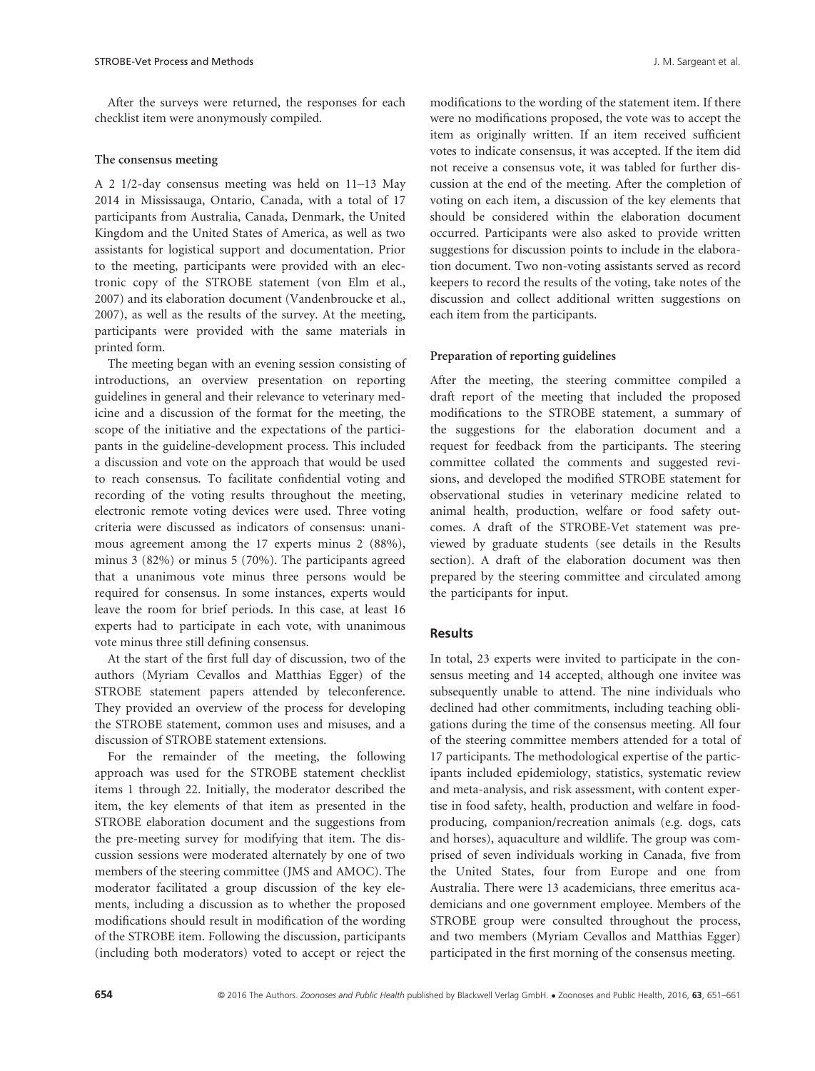After the surveys were returned, the responses for each checklist item were anonymously compiled.

### The consensus meeting

A 2 1/2-day consensus meeting was held on 11–13 May 2014 in Mississauga, Ontario, Canada, with a total of 17 participants from Australia, Canada, Denmark, the United Kingdom and the United States of America, as well as two assistants for logistical support and documentation. Prior to the meeting, participants were provided with an electronic copy of the STROBE statement (von Elm et al., 2007) and its elaboration document (Vandenbroucke et al., 2007), as well as the results of the survey. At the meeting, participants were provided with the same materials in printed form.

The meeting began with an evening session consisting of introductions, an overview presentation on reporting guidelines in general and their relevance to veterinary medicine and a discussion of the format for the meeting, the scope of the initiative and the expectations of the participants in the guideline-development process. This included a discussion and vote on the approach that would be used to reach consensus. To facilitate confidential voting and recording of the voting results throughout the meeting, electronic remote voting devices were used. Three voting criteria were discussed as indicators of consensus: unanimous agreement among the 17 experts minus 2 (88%), minus 3 (82%) or minus 5 (70%). The participants agreed that a unanimous vote minus three persons would be required for consensus. In some instances, experts would leave the room for brief periods. In this case, at least 16 experts had to participate in each vote, with unanimous vote minus three still defining consensus.

At the start of the first full day of discussion, two of the authors (Myriam Cevallos and Matthias Egger) of the STROBE statement papers attended by teleconference. They provided an overview of the process for developing the STROBE statement, common uses and misuses, and a discussion of STROBE statement extensions.

For the remainder of the meeting, the following approach was used for the STROBE statement checklist items 1 through 22. Initially, the moderator described the item, the key elements of that item as presented in the STROBE elaboration document and the suggestions from the pre-meeting survey for modifying that item. The discussion sessions were moderated alternately by one of two members of the steering committee (JMS and AMOC). The moderator facilitated a group discussion of the key elements, including a discussion as to whether the proposed modifications should result in modification of the wording of the STROBE item. Following the discussion, participants (including both moderators) voted to accept or reject the modifications to the wording of the statement item. If there were no modifications proposed, the vote was to accept the item as originally written. If an item received sufficient votes to indicate consensus, it was accepted. If the item did not receive a consensus vote, it was tabled for further discussion at the end of the meeting. After the completion of voting on each item, a discussion of the key elements that should be considered within the elaboration document occurred. Participants were also asked to provide written suggestions for discussion points to include in the elaboration document. Two non-voting assistants served as record keepers to record the results of the voting, take notes of the discussion and collect additional written suggestions on each item from the participants.

### Preparation of reporting guidelines

After the meeting, the steering committee compiled a draft report of the meeting that included the proposed modifications to the STROBE statement, a summary of the suggestions for the elaboration document and a request for feedback from the participants. The steering committee collated the comments and suggested revisions, and developed the modified STROBE statement for observational studies in veterinary medicine related to animal health, production, welfare or food safety outcomes. A draft of the STROBE-Vet statement was previewed by graduate students (see details in the Results section). A draft of the elaboration document was then prepared by the steering committee and circulated among the participants for input.

## Results

In total, 23 experts were invited to participate in the consensus meeting and 14 accepted, although one invitee was subsequently unable to attend. The nine individuals who declined had other commitments, including teaching obligations during the time of the consensus meeting. All four of the steering committee members attended for a total of 17 participants. The methodological expertise of the participants included epidemiology, statistics, systematic review and meta-analysis, and risk assessment, with content expertise in food safety, health, production and welfare in food-producing, companion/recreation animals (e.g. dogs, cats and horses), aquaculture and wildlife. The group was comprised of seven individuals working in Canada, five from the United States, four from Europe and one from Australia. There were 13 academicians, three emeritus academicians and one government employee. Members of the STROBE group were consulted throughout the process, and two members (Myriam Cevallos and Matthias Egger) participated in the first morning of the consensus meeting.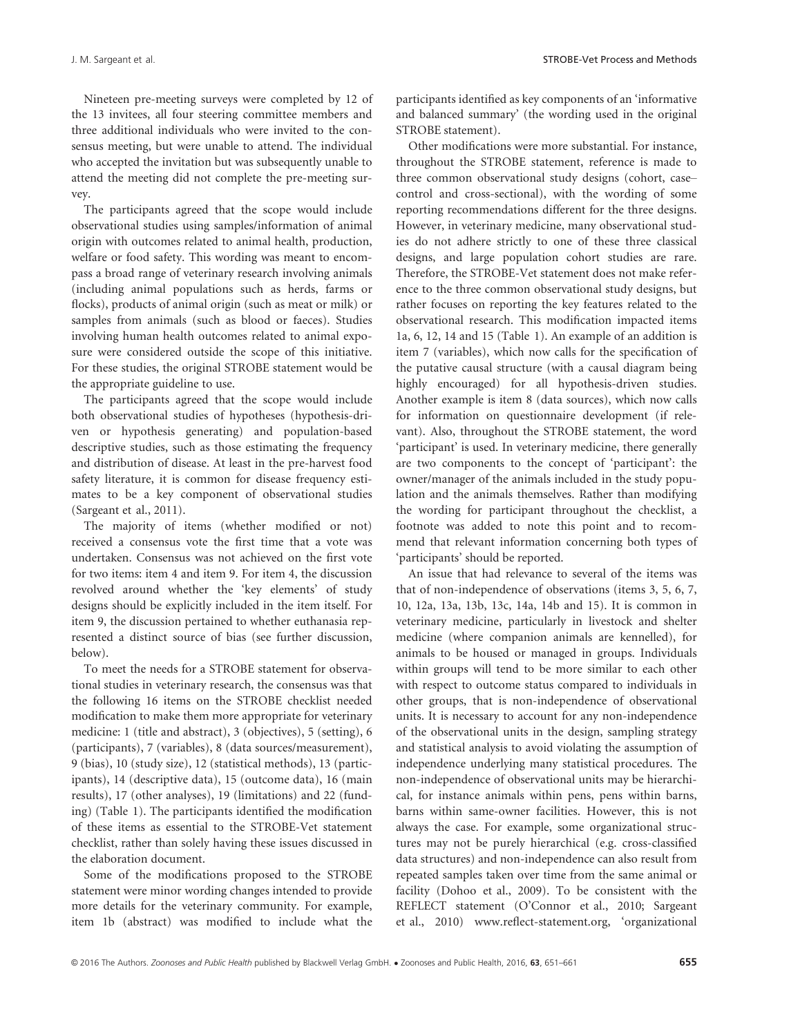Nineteen pre-meeting surveys were completed by 12 of the 13 invitees, all four steering committee members and three additional individuals who were invited to the consensus meeting, but were unable to attend. The individual who accepted the invitation but was subsequently unable to attend the meeting did not complete the pre-meeting survey.

The participants agreed that the scope would include observational studies using samples/information of animal origin with outcomes related to animal health, production, welfare or food safety. This wording was meant to encompass a broad range of veterinary research involving animals (including animal populations such as herds, farms or flocks), products of animal origin (such as meat or milk) or samples from animals (such as blood or faeces). Studies involving human health outcomes related to animal exposure were considered outside the scope of this initiative. For these studies, the original STROBE statement would be the appropriate guideline to use.

The participants agreed that the scope would include both observational studies of hypotheses (hypothesis-driven or hypothesis generating) and population-based descriptive studies, such as those estimating the frequency and distribution of disease. At least in the pre-harvest food safety literature, it is common for disease frequency estimates to be a key component of observational studies (Sargeant et al., 2011).

The majority of items (whether modified or not) received a consensus vote the first time that a vote was undertaken. Consensus was not achieved on the first vote for two items: item 4 and item 9. For item 4, the discussion revolved around whether the 'key elements' of study designs should be explicitly included in the item itself. For item 9, the discussion pertained to whether euthanasia represented a distinct source of bias (see further discussion, below).

To meet the needs for a STROBE statement for observational studies in veterinary research, the consensus was that the following 16 items on the STROBE checklist needed modification to make them more appropriate for veterinary medicine: 1 (title and abstract), 3 (objectives), 5 (setting), 6 (participants), 7 (variables), 8 (data sources/measurement), 9 (bias), 10 (study size), 12 (statistical methods), 13 (participants), 14 (descriptive data), 15 (outcome data), 16 (main results), 17 (other analyses), 19 (limitations) and 22 (funding) (Table 1). The participants identified the modification of these items as essential to the STROBE-Vet statement checklist, rather than solely having these issues discussed in the elaboration document.

Some of the modifications proposed to the STROBE statement were minor wording changes intended to provide more details for the veterinary community. For example, item 1b (abstract) was modified to include what the participants identified as key components of an 'informative and balanced summary' (the wording used in the original STROBE statement).

Other modifications were more substantial. For instance, throughout the STROBE statement, reference is made to three common observational study designs (cohort, case–control and cross-sectional), with the wording of some reporting recommendations different for the three designs. However, in veterinary medicine, many observational studies do not adhere strictly to one of these three classical designs, and large population cohort studies are rare. Therefore, the STROBE-Vet statement does not make reference to the three common observational study designs, but rather focuses on reporting the key features related to the observational research. This modification impacted items 1a, 6, 12, 14 and 15 (Table 1). An example of an addition is item 7 (variables), which now calls for the specification of the putative causal structure (with a causal diagram being highly encouraged) for all hypothesis-driven studies. Another example is item 8 (data sources), which now calls for information on questionnaire development (if relevant). Also, throughout the STROBE statement, the word 'participant' is used. In veterinary medicine, there generally are two components to the concept of 'participant': the owner/manager of the animals included in the study population and the animals themselves. Rather than modifying the wording for participant throughout the checklist, a footnote was added to note this point and to recommend that relevant information concerning both types of 'participants' should be reported.

An issue that had relevance to several of the items was that of non-independence of observations (items 3, 5, 6, 7, 10, 12a, 13a, 13b, 13c, 14a, 14b and 15). It is common in veterinary medicine, particularly in livestock and shelter medicine (where companion animals are kennelled), for animals to be housed or managed in groups. Individuals within groups will tend to be more similar to each other with respect to outcome status compared to individuals in other groups, that is non-independence of observational units. It is necessary to account for any non-independence of the observational units in the design, sampling strategy and statistical analysis to avoid violating the assumption of independence underlying many statistical procedures. The non-independence of observational units may be hierarchical, for instance animals within pens, pens within barns, barns within same-owner facilities. However, this is not always the case. For example, some organizational structures may not be purely hierarchical (e.g. cross-classified data structures) and non-independence can also result from repeated samples taken over time from the same animal or facility (Dohoo et al., 2009). To be consistent with the REFLECT statement (O'Connor et al., 2010; Sargeant et al., 2010) www.reflect-statement.org, 'organizational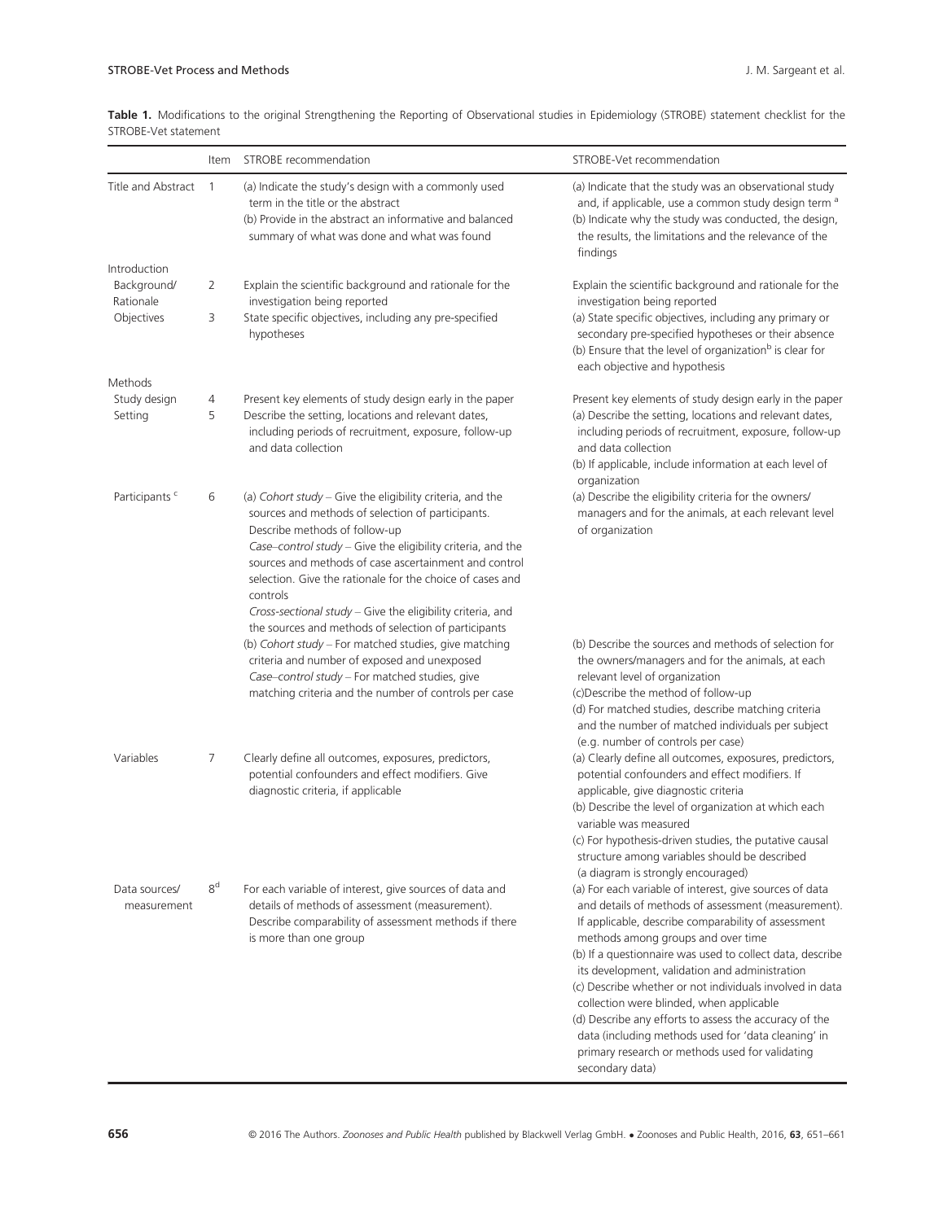**Table 1.** Modifications to the original Strengthening the Reporting of Observational studies in Epidemiology (STROBE) statement checklist for the STROBE-Vet statement

| | Item | STROBE recommendation | STROBE-Vet recommendation |
|---|---|---|---|
| Title and Abstract | 1 | (a) Indicate the study's design with a commonly used term in the title or the abstract<br>(b) Provide in the abstract an informative and balanced summary of what was done and what was found | (a) Indicate that the study was an observational study and, if applicable, use a common study design term [a]<br>(b) Indicate why the study was conducted, the design, the results, the limitations and the relevance of the findings |
| Introduction | | | |
| Background/ Rationale | 2 | Explain the scientific background and rationale for the investigation being reported | Explain the scientific background and rationale for the investigation being reported |
| Objectives | 3 | State specific objectives, including any pre-specified hypotheses | (a) State specific objectives, including any primary or secondary pre-specified hypotheses or their absence<br>(b) Ensure that the level of organization[b] is clear for each objective and hypothesis |
| Methods | | | |
| Study design | 4 | Present key elements of study design early in the paper | Present key elements of study design early in the paper |
| Setting | 5 | Describe the setting, locations and relevant dates, including periods of recruitment, exposure, follow-up and data collection | (a) Describe the setting, locations and relevant dates, including periods of recruitment, exposure, follow-up and data collection<br>(b) If applicable, include information at each level of organization |
| Participants [c] | 6 | (a) *Cohort study* – Give the eligibility criteria, and the sources and methods of selection of participants. Describe methods of follow-up<br>*Case–control study* – Give the eligibility criteria, and the sources and methods of case ascertainment and control selection. Give the rationale for the choice of cases and controls<br>*Cross-sectional study* – Give the eligibility criteria, and the sources and methods of selection of participants<br>(b) *Cohort study* – For matched studies, give matching criteria and number of exposed and unexposed<br>*Case–control study* – For matched studies, give matching criteria and the number of controls per case | (a) Describe the eligibility criteria for the owners/ managers and for the animals, at each relevant level of organization<br>(b) Describe the sources and methods of selection for the owners/managers and for the animals, at each relevant level of organization<br>(c)Describe the method of follow-up<br>(d) For matched studies, describe matching criteria and the number of matched individuals per subject (e.g. number of controls per case) |
| Variables | 7 | Clearly define all outcomes, exposures, predictors, potential confounders and effect modifiers. Give diagnostic criteria, if applicable | (a) Clearly define all outcomes, exposures, predictors, potential confounders and effect modifiers. If applicable, give diagnostic criteria<br>(b) Describe the level of organization at which each variable was measured<br>(c) For hypothesis-driven studies, the putative causal structure among variables should be described (a diagram is strongly encouraged) |
| Data sources/ measurement | 8[d] | For each variable of interest, give sources of data and details of methods of assessment (measurement). Describe comparability of assessment methods if there is more than one group | (a) For each variable of interest, give sources of data and details of methods of assessment (measurement). If applicable, describe comparability of assessment methods among groups and over time<br>(b) If a questionnaire was used to collect data, describe its development, validation and administration<br>(c) Describe whether or not individuals involved in data collection were blinded, when applicable<br>(d) Describe any efforts to assess the accuracy of the data (including methods used for 'data cleaning' in primary research or methods used for validating secondary data) |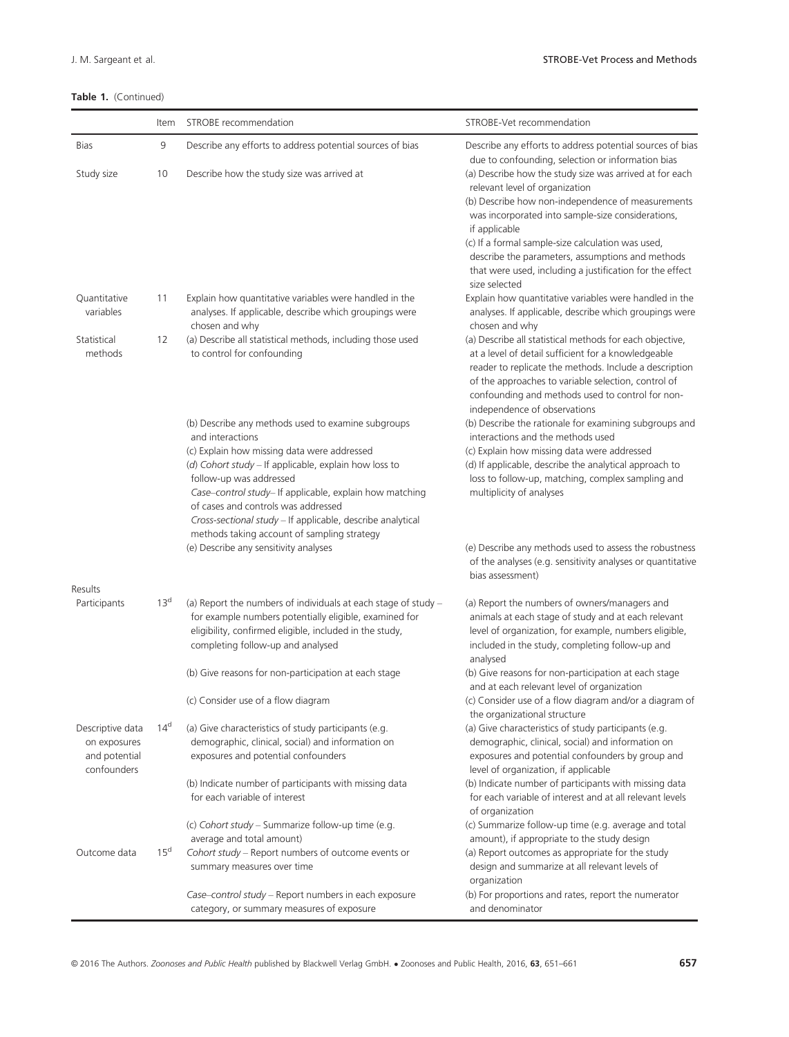**Table 1.** (Continued)

| | Item | STROBE recommendation | STROBE-Vet recommendation |
|---|---|---|---|
| Bias | 9 | Describe any efforts to address potential sources of bias | Describe any efforts to address potential sources of bias due to confounding, selection or information bias |
| Study size | 10 | Describe how the study size was arrived at | (a) Describe how the study size was arrived at for each relevant level of organization<br>(b) Describe how non-independence of measurements was incorporated into sample-size considerations, if applicable<br>(c) If a formal sample-size calculation was used, describe the parameters, assumptions and methods that were used, including a justification for the effect size selected |
| Quantitative variables | 11 | Explain how quantitative variables were handled in the analyses. If applicable, describe which groupings were chosen and why | Explain how quantitative variables were handled in the analyses. If applicable, describe which groupings were chosen and why |
| Statistical methods | 12 | (a) Describe all statistical methods, including those used to control for confounding | (a) Describe all statistical methods for each objective, at a level of detail sufficient for a knowledgeable reader to replicate the methods. Include a description of the approaches to variable selection, control of confounding and methods used to control for non-independence of observations |
| | | (b) Describe any methods used to examine subgroups and interactions | (b) Describe the rationale for examining subgroups and interactions and the methods used |
| | | (c) Explain how missing data were addressed | (c) Explain how missing data were addressed |
| | | (*d*) *Cohort study* – If applicable, explain how loss to follow-up was addressed<br>*Case–control study*– If applicable, explain how matching of cases and controls was addressed<br>*Cross-sectional study* – If applicable, describe analytical methods taking account of sampling strategy | (d) If applicable, describe the analytical approach to loss to follow-up, matching, complex sampling and multiplicity of analyses |
| | | (e) Describe any sensitivity analyses | (e) Describe any methods used to assess the robustness of the analyses (e.g. sensitivity analyses or quantitative bias assessment) |
| Results | | | |
| Participants | 13[d] | (a) Report the numbers of individuals at each stage of study – for example numbers potentially eligible, examined for eligibility, confirmed eligible, included in the study, completing follow-up and analysed | (a) Report the numbers of owners/managers and animals at each stage of study and at each relevant level of organization, for example, numbers eligible, included in the study, completing follow-up and analysed |
| | | (b) Give reasons for non-participation at each stage | (b) Give reasons for non-participation at each stage and at each relevant level of organization |
| | | (c) Consider use of a flow diagram | (c) Consider use of a flow diagram and/or a diagram of the organizational structure |
| Descriptive data on exposures and potential confounders | 14[d] | (a) Give characteristics of study participants (e.g. demographic, clinical, social) and information on exposures and potential confounders | (a) Give characteristics of study participants (e.g. demographic, clinical, social) and information on exposures and potential confounders by group and level of organization, if applicable |
| | | (b) Indicate number of participants with missing data for each variable of interest | (b) Indicate number of participants with missing data for each variable of interest and at all relevant levels of organization |
| | | (c) *Cohort study* – Summarize follow-up time (e.g. average and total amount) | (c) Summarize follow-up time (e.g. average and total amount), if appropriate to the study design |
| Outcome data | 15[d] | *Cohort study* – Report numbers of outcome events or summary measures over time | (a) Report outcomes as appropriate for the study design and summarize at all relevant levels of organization |
| | | *Case–control study* – Report numbers in each exposure category, or summary measures of exposure | (b) For proportions and rates, report the numerator and denominator |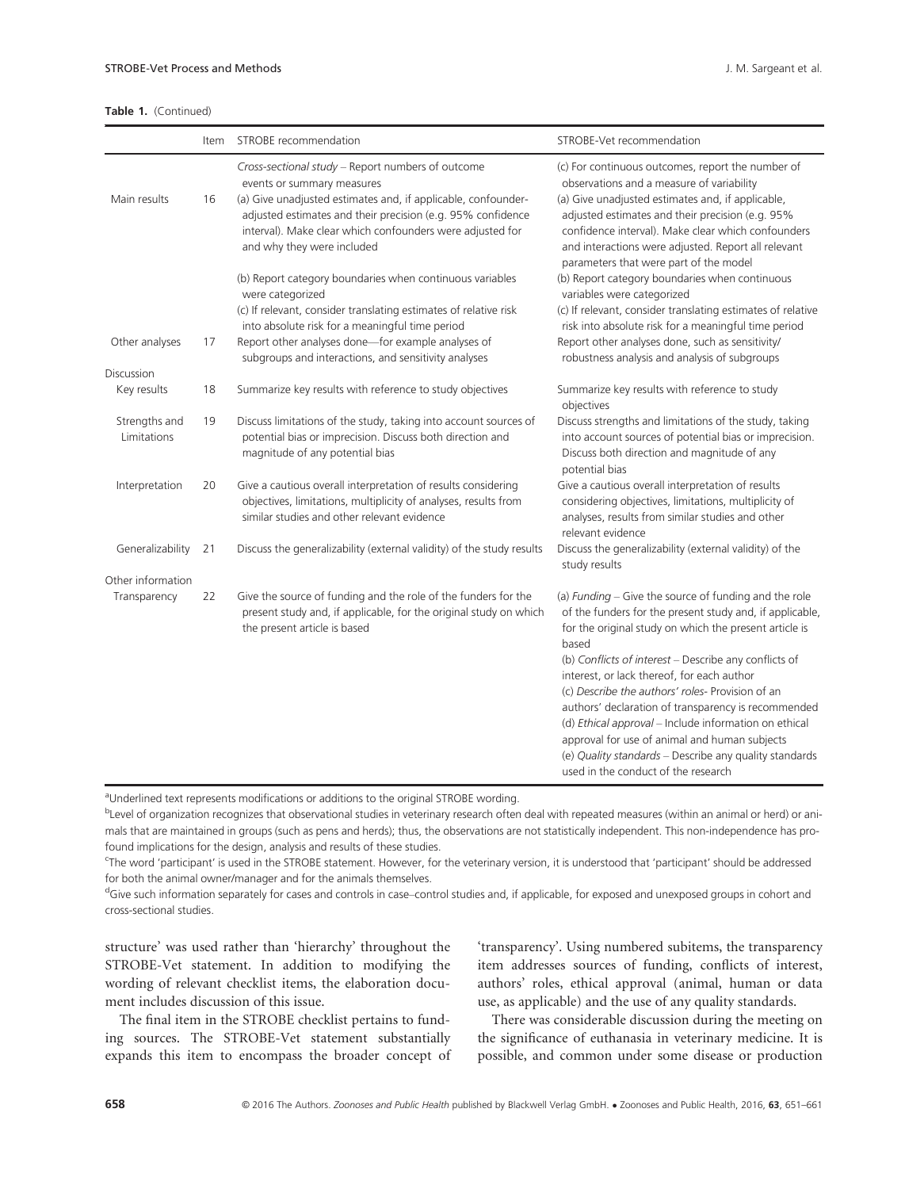**Table 1.** (Continued)

| | Item | STROBE recommendation | STROBE-Vet recommendation |
|---|---|---|---|
| Main results | 16 | *Cross-sectional study* – Report numbers of outcome events or summary measures<br>(a) Give unadjusted estimates and, if applicable, confounder-adjusted estimates and their precision (e.g. 95% confidence interval). Make clear which confounders were adjusted for and why they were included | (c) For continuous outcomes, report the number of observations and a measure of variability<br>(a) Give unadjusted estimates and, if applicable, adjusted estimates and their precision (e.g. 95% confidence interval). Make clear which confounders and interactions were adjusted. Report all relevant parameters that were part of the model |
| | | (b) Report category boundaries when continuous variables were categorized<br>(c) If relevant, consider translating estimates of relative risk into absolute risk for a meaningful time period | (b) Report category boundaries when continuous variables were categorized<br>(c) If relevant, consider translating estimates of relative risk into absolute risk for a meaningful time period |
| Other analyses | 17 | Report other analyses done—for example analyses of subgroups and interactions, and sensitivity analyses | Report other analyses done, such as sensitivity/robustness analysis and analysis of subgroups |
| Discussion | | | |
| Key results | 18 | Summarize key results with reference to study objectives | Summarize key results with reference to study objectives |
| Strengths and Limitations | 19 | Discuss limitations of the study, taking into account sources of potential bias or imprecision. Discuss both direction and magnitude of any potential bias | Discuss strengths and limitations of the study, taking into account sources of potential bias or imprecision. Discuss both direction and magnitude of any potential bias |
| Interpretation | 20 | Give a cautious overall interpretation of results considering objectives, limitations, multiplicity of analyses, results from similar studies and other relevant evidence | Give a cautious overall interpretation of results considering objectives, limitations, multiplicity of analyses, results from similar studies and other relevant evidence |
| Generalizability | 21 | Discuss the generalizability (external validity) of the study results | Discuss the generalizability (external validity) of the study results |
| Other information | | | |
| Transparency | 22 | Give the source of funding and the role of the funders for the present study and, if applicable, for the original study on which the present article is based | (a) *Funding* – Give the source of funding and the role of the funders for the present study and, if applicable, for the original study on which the present article is based<br>(b) *Conflicts of interest* – Describe any conflicts of interest, or lack thereof, for each author<br>(c) *Describe the authors' roles*- Provision of an authors' declaration of transparency is recommended<br>(d) *Ethical approval* – Include information on ethical approval for use of animal and human subjects<br>(e) *Quality standards* – Describe any quality standards used in the conduct of the research |

[a]Underlined text represents modifications or additions to the original STROBE wording.
[b]Level of organization recognizes that observational studies in veterinary research often deal with repeated measures (within an animal or herd) or animals that are maintained in groups (such as pens and herds); thus, the observations are not statistically independent. This non-independence has profound implications for the design, analysis and results of these studies.
[c]The word 'participant' is used in the STROBE statement. However, for the veterinary version, it is understood that 'participant' should be addressed for both the animal owner/manager and for the animals themselves.
[d]Give such information separately for cases and controls in case–control studies and, if applicable, for exposed and unexposed groups in cohort and cross-sectional studies.

structure' was used rather than 'hierarchy' throughout the STROBE-Vet statement. In addition to modifying the wording of relevant checklist items, the elaboration document includes discussion of this issue.

The final item in the STROBE checklist pertains to funding sources. The STROBE-Vet statement substantially expands this item to encompass the broader concept of 'transparency'. Using numbered subitems, the transparency item addresses sources of funding, conflicts of interest, authors' roles, ethical approval (animal, human or data use, as applicable) and the use of any quality standards.

There was considerable discussion during the meeting on the significance of euthanasia in veterinary medicine. It is possible, and common under some disease or production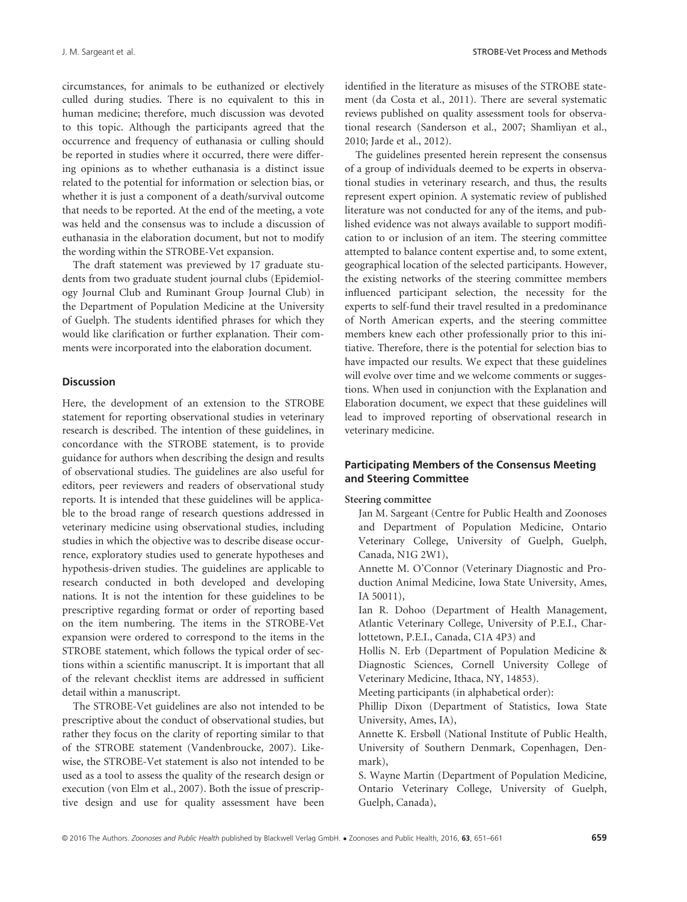circumstances, for animals to be euthanized or electively culled during studies. There is no equivalent to this in human medicine; therefore, much discussion was devoted to this topic. Although the participants agreed that the occurrence and frequency of euthanasia or culling should be reported in studies where it occurred, there were differing opinions as to whether euthanasia is a distinct issue related to the potential for information or selection bias, or whether it is just a component of a death/survival outcome that needs to be reported. At the end of the meeting, a vote was held and the consensus was to include a discussion of euthanasia in the elaboration document, but not to modify the wording within the STROBE-Vet expansion.

The draft statement was previewed by 17 graduate students from two graduate student journal clubs (Epidemiology Journal Club and Ruminant Group Journal Club) in the Department of Population Medicine at the University of Guelph. The students identified phrases for which they would like clarification or further explanation. Their comments were incorporated into the elaboration document.

## Discussion

Here, the development of an extension to the STROBE statement for reporting observational studies in veterinary research is described. The intention of these guidelines, in concordance with the STROBE statement, is to provide guidance for authors when describing the design and results of observational studies. The guidelines are also useful for editors, peer reviewers and readers of observational study reports. It is intended that these guidelines will be applicable to the broad range of research questions addressed in veterinary medicine using observational studies, including studies in which the objective was to describe disease occurrence, exploratory studies used to generate hypotheses and hypothesis-driven studies. The guidelines are applicable to research conducted in both developed and developing nations. It is not the intention for these guidelines to be prescriptive regarding format or order of reporting based on the item numbering. The items in the STROBE-Vet expansion were ordered to correspond to the items in the STROBE statement, which follows the typical order of sections within a scientific manuscript. It is important that all of the relevant checklist items are addressed in sufficient detail within a manuscript.

The STROBE-Vet guidelines are also not intended to be prescriptive about the conduct of observational studies, but rather they focus on the clarity of reporting similar to that of the STROBE statement (Vandenbroucke, 2007). Likewise, the STROBE-Vet statement is also not intended to be used as a tool to assess the quality of the research design or execution (von Elm et al., 2007). Both the issue of prescriptive design and use for quality assessment have been identified in the literature as misuses of the STROBE statement (da Costa et al., 2011). There are several systematic reviews published on quality assessment tools for observational research (Sanderson et al., 2007; Shamliyan et al., 2010; Jarde et al., 2012).

The guidelines presented herein represent the consensus of a group of individuals deemed to be experts in observational studies in veterinary research, and thus, the results represent expert opinion. A systematic review of published literature was not conducted for any of the items, and published evidence was not always available to support modification to or inclusion of an item. The steering committee attempted to balance content expertise and, to some extent, geographical location of the selected participants. However, the existing networks of the steering committee members influenced participant selection, the necessity for the experts to self-fund their travel resulted in a predominance of North American experts, and the steering committee members knew each other professionally prior to this initiative. Therefore, there is the potential for selection bias to have impacted our results. We expect that these guidelines will evolve over time and we welcome comments or suggestions. When used in conjunction with the Explanation and Elaboration document, we expect that these guidelines will lead to improved reporting of observational research in veterinary medicine.

## Participating Members of the Consensus Meeting and Steering Committee

**Steering committee**

Jan M. Sargeant (Centre for Public Health and Zoonoses and Department of Population Medicine, Ontario Veterinary College, University of Guelph, Guelph, Canada, N1G 2W1),

Annette M. O'Connor (Veterinary Diagnostic and Production Animal Medicine, Iowa State University, Ames, IA 50011),

Ian R. Dohoo (Department of Health Management, Atlantic Veterinary College, University of P.E.I., Charlottetown, P.E.I., Canada, C1A 4P3) and

Hollis N. Erb (Department of Population Medicine & Diagnostic Sciences, Cornell University College of Veterinary Medicine, Ithaca, NY, 14853).

Meeting participants (in alphabetical order):

Phillip Dixon (Department of Statistics, Iowa State University, Ames, IA),

Annette K. Ersbøll (National Institute of Public Health, University of Southern Denmark, Copenhagen, Denmark),

S. Wayne Martin (Department of Population Medicine, Ontario Veterinary College, University of Guelph, Guelph, Canada),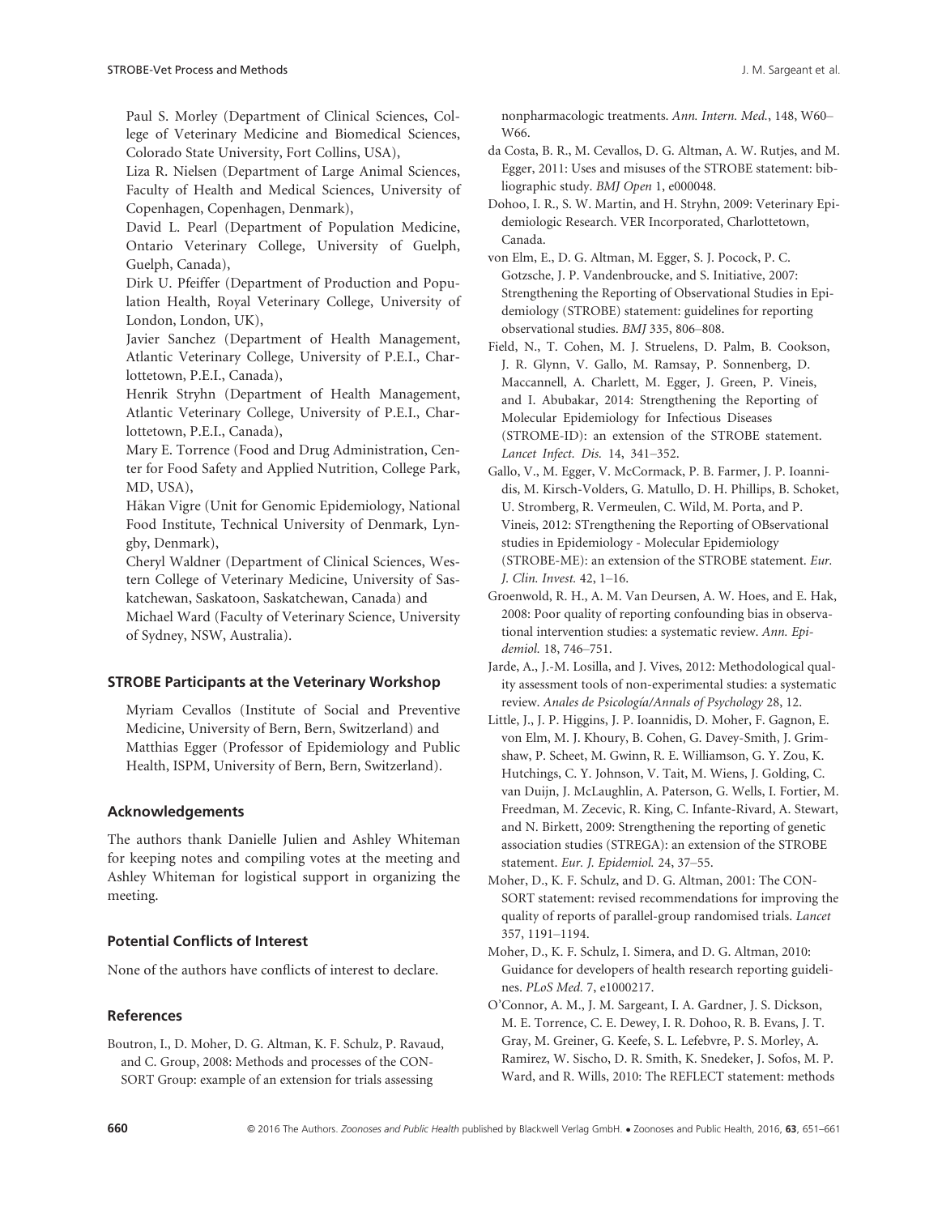Paul S. Morley (Department of Clinical Sciences, College of Veterinary Medicine and Biomedical Sciences, Colorado State University, Fort Collins, USA),

Liza R. Nielsen (Department of Large Animal Sciences, Faculty of Health and Medical Sciences, University of Copenhagen, Copenhagen, Denmark),

David L. Pearl (Department of Population Medicine, Ontario Veterinary College, University of Guelph, Guelph, Canada),

Dirk U. Pfeiffer (Department of Production and Population Health, Royal Veterinary College, University of London, London, UK),

Javier Sanchez (Department of Health Management, Atlantic Veterinary College, University of P.E.I., Charlottetown, P.E.I., Canada),

Henrik Stryhn (Department of Health Management, Atlantic Veterinary College, University of P.E.I., Charlottetown, P.E.I., Canada),

Mary E. Torrence (Food and Drug Administration, Center for Food Safety and Applied Nutrition, College Park, MD, USA),

Håkan Vigre (Unit for Genomic Epidemiology, National Food Institute, Technical University of Denmark, Lyngby, Denmark),

Cheryl Waldner (Department of Clinical Sciences, Western College of Veterinary Medicine, University of Saskatchewan, Saskatoon, Saskatchewan, Canada) and

Michael Ward (Faculty of Veterinary Science, University of Sydney, NSW, Australia).

### STROBE Participants at the Veterinary Workshop

Myriam Cevallos (Institute of Social and Preventive Medicine, University of Bern, Bern, Switzerland) and Matthias Egger (Professor of Epidemiology and Public Health, ISPM, University of Bern, Bern, Switzerland).

### Acknowledgements

The authors thank Danielle Julien and Ashley Whiteman for keeping notes and compiling votes at the meeting and Ashley Whiteman for logistical support in organizing the meeting.

### Potential Conflicts of Interest

None of the authors have conflicts of interest to declare.

### References

Boutron, I., D. Moher, D. G. Altman, K. F. Schulz, P. Ravaud, and C. Group, 2008: Methods and processes of the CONSORT Group: example of an extension for trials assessing nonpharmacologic treatments. *Ann. Intern. Med.*, 148, W60–W66.

da Costa, B. R., M. Cevallos, D. G. Altman, A. W. Rutjes, and M. Egger, 2011: Uses and misuses of the STROBE statement: bibliographic study. *BMJ Open* 1, e000048.

Dohoo, I. R., S. W. Martin, and H. Stryhn, 2009: Veterinary Epidemiologic Research. VER Incorporated, Charlottetown, Canada.

von Elm, E., D. G. Altman, M. Egger, S. J. Pocock, P. C. Gotzsche, J. P. Vandenbroucke, and S. Initiative, 2007: Strengthening the Reporting of Observational Studies in Epidemiology (STROBE) statement: guidelines for reporting observational studies. *BMJ* 335, 806–808.

Field, N., T. Cohen, M. J. Struelens, D. Palm, B. Cookson, J. R. Glynn, V. Gallo, M. Ramsay, P. Sonnenberg, D. Maccannell, A. Charlett, M. Egger, J. Green, P. Vineis, and I. Abubakar, 2014: Strengthening the Reporting of Molecular Epidemiology for Infectious Diseases (STROME-ID): an extension of the STROBE statement. *Lancet Infect. Dis.* 14, 341–352.

Gallo, V., M. Egger, V. McCormack, P. B. Farmer, J. P. Ioannidis, M. Kirsch-Volders, G. Matullo, D. H. Phillips, B. Schoket, U. Stromberg, R. Vermeulen, C. Wild, M. Porta, and P. Vineis, 2012: STrengthening the Reporting of OBservational studies in Epidemiology - Molecular Epidemiology (STROBE-ME): an extension of the STROBE statement. *Eur. J. Clin. Invest.* 42, 1–16.

Groenwold, R. H., A. M. Van Deursen, A. W. Hoes, and E. Hak, 2008: Poor quality of reporting confounding bias in observational intervention studies: a systematic review. *Ann. Epidemiol.* 18, 746–751.

Jarde, A., J.-M. Losilla, and J. Vives, 2012: Methodological quality assessment tools of non-experimental studies: a systematic review. *Anales de Psicología/Annals of Psychology* 28, 12.

Little, J., J. P. Higgins, J. P. Ioannidis, D. Moher, F. Gagnon, E. von Elm, M. J. Khoury, B. Cohen, G. Davey-Smith, J. Grimshaw, P. Scheet, M. Gwinn, R. E. Williamson, G. Y. Zou, K. Hutchings, C. Y. Johnson, V. Tait, M. Wiens, J. Golding, C. van Duijn, J. McLaughlin, A. Paterson, G. Wells, I. Fortier, M. Freedman, M. Zecevic, R. King, C. Infante-Rivard, A. Stewart, and N. Birkett, 2009: Strengthening the reporting of genetic association studies (STREGA): an extension of the STROBE statement. *Eur. J. Epidemiol.* 24, 37–55.

Moher, D., K. F. Schulz, and D. G. Altman, 2001: The CONSORT statement: revised recommendations for improving the quality of reports of parallel-group randomised trials. *Lancet* 357, 1191–1194.

Moher, D., K. F. Schulz, I. Simera, and D. G. Altman, 2010: Guidance for developers of health research reporting guidelines. *PLoS Med.* 7, e1000217.

O'Connor, A. M., J. M. Sargeant, I. A. Gardner, J. S. Dickson, M. E. Torrence, C. E. Dewey, I. R. Dohoo, R. B. Evans, J. T. Gray, M. Greiner, G. Keefe, S. L. Lefebvre, P. S. Morley, A. Ramirez, W. Sischo, D. R. Smith, K. Snedeker, J. Sofos, M. P. Ward, and R. Wills, 2010: The REFLECT statement: methods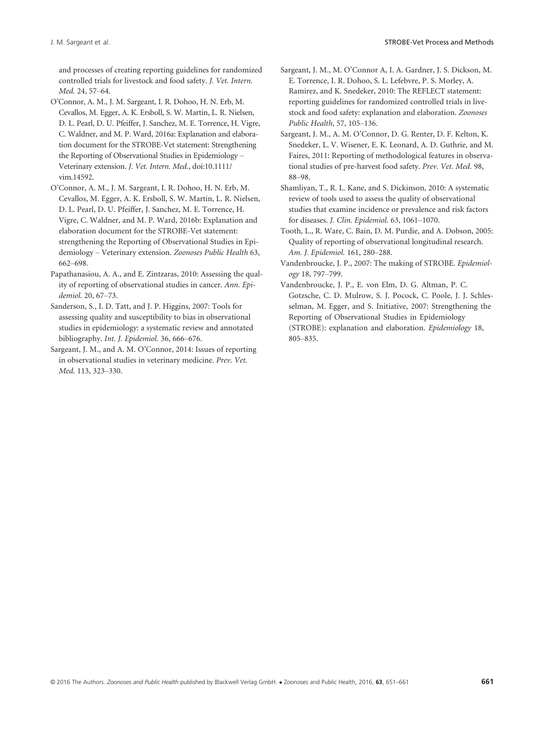and processes of creating reporting guidelines for randomized controlled trials for livestock and food safety. *J. Vet. Intern. Med.* 24, 57–64.

O'Connor, A. M., J. M. Sargeant, I. R. Dohoo, H. N. Erb, M. Cevallos, M. Egger, A. K. Ersboll, S. W. Martin, L. R. Nielsen, D. L. Pearl, D. U. Pfeiffer, J. Sanchez, M. E. Torrence, H. Vigre, C. Waldner, and M. P. Ward, 2016a: Explanation and elaboration document for the STROBE-Vet statement: Strengthening the Reporting of Observational Studies in Epidemiology – Veterinary extension. *J. Vet. Intern. Med.*, doi:10.1111/vim.14592.

O'Connor, A. M., J. M. Sargeant, I. R. Dohoo, H. N. Erb, M. Cevallos, M. Egger, A. K. Ersboll, S. W. Martin, L. R. Nielsen, D. L. Pearl, D. U. Pfeiffer, J. Sanchez, M. E. Torrence, H. Vigre, C. Waldner, and M. P. Ward, 2016b: Explanation and elaboration document for the STROBE-Vet statement: strengthening the Reporting of Observational Studies in Epidemiology – Veterinary extension. *Zoonoses Public Health* 63, 662–698.

Papathanasiou, A. A., and E. Zintzaras, 2010: Assessing the quality of reporting of observational studies in cancer. *Ann. Epidemiol.* 20, 67–73.

Sanderson, S., I. D. Tatt, and J. P. Higgins, 2007: Tools for assessing quality and susceptibility to bias in observational studies in epidemiology: a systematic review and annotated bibliography. *Int. J. Epidemiol.* 36, 666–676.

Sargeant, J. M., and A. M. O'Connor, 2014: Issues of reporting in observational studies in veterinary medicine. *Prev. Vet. Med.* 113, 323–330.

Sargeant, J. M., M. O'Connor A, I. A. Gardner, J. S. Dickson, M. E. Torrence, I. R. Dohoo, S. L. Lefebvre, P. S. Morley, A. Ramirez, and K. Snedeker, 2010: The REFLECT statement: reporting guidelines for randomized controlled trials in livestock and food safety: explanation and elaboration. *Zoonoses Public Health*, 57, 105–136.

Sargeant, J. M., A. M. O'Connor, D. G. Renter, D. F. Kelton, K. Snedeker, L. V. Wisener, E. K. Leonard, A. D. Guthrie, and M. Faires, 2011: Reporting of methodological features in observational studies of pre-harvest food safety. *Prev. Vet. Med.* 98, 88–98.

Shamliyan, T., R. L. Kane, and S. Dickinson, 2010: A systematic review of tools used to assess the quality of observational studies that examine incidence or prevalence and risk factors for diseases. *J. Clin. Epidemiol.* 63, 1061–1070.

Tooth, L., R. Ware, C. Bain, D. M. Purdie, and A. Dobson, 2005: Quality of reporting of observational longitudinal research. *Am. J. Epidemiol.* 161, 280–288.

Vandenbroucke, J. P., 2007: The making of STROBE. *Epidemiology* 18, 797–799.

Vandenbroucke, J. P., E. von Elm, D. G. Altman, P. C. Gotzsche, C. D. Mulrow, S. J. Pocock, C. Poole, J. J. Schlesselman, M. Egger, and S. Initiative, 2007: Strengthening the Reporting of Observational Studies in Epidemiology (STROBE): explanation and elaboration. *Epidemiology* 18, 805–835.